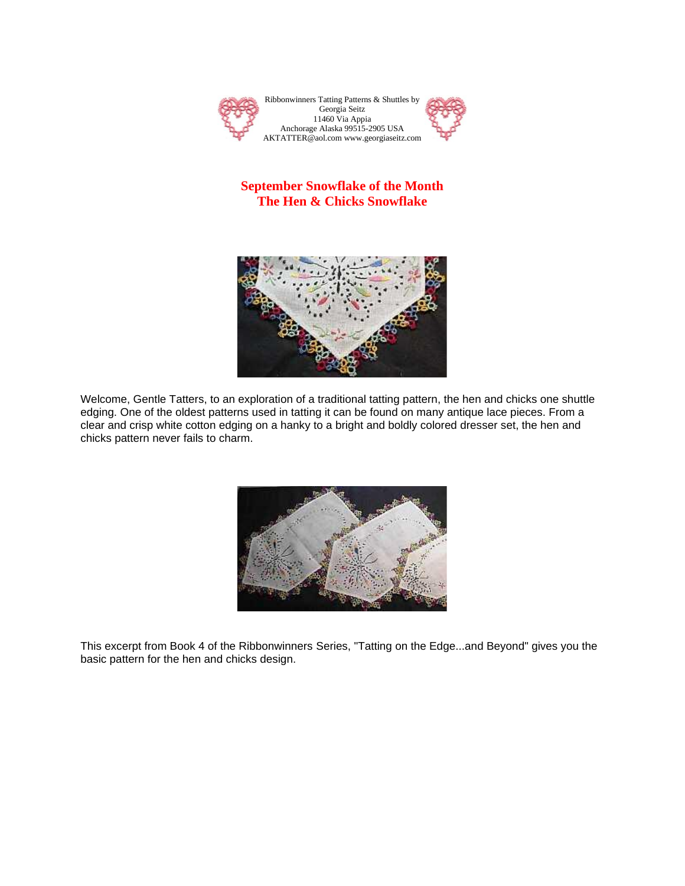Ribbonwinners Tatting Patterns & Shuttles by
Georgia Seitz
11460 Via Appia
Anchorage Alaska 99515-2905 USA
AKTATTER@aol.com www.georgiaseitz.com

# September Snowflake of the Month
# The Hen & Chicks Snowflake

Welcome, Gentle Tatters, to an exploration of a traditional tatting pattern, the hen and chicks one shuttle edging. One of the oldest patterns used in tatting it can be found on many antique lace pieces. From a clear and crisp white cotton edging on a hanky to a bright and boldly colored dresser set, the hen and chicks pattern never fails to charm.

This excerpt from Book 4 of the Ribbonwinners Series, "Tatting on the Edge...and Beyond" gives you the basic pattern for the hen and chicks design.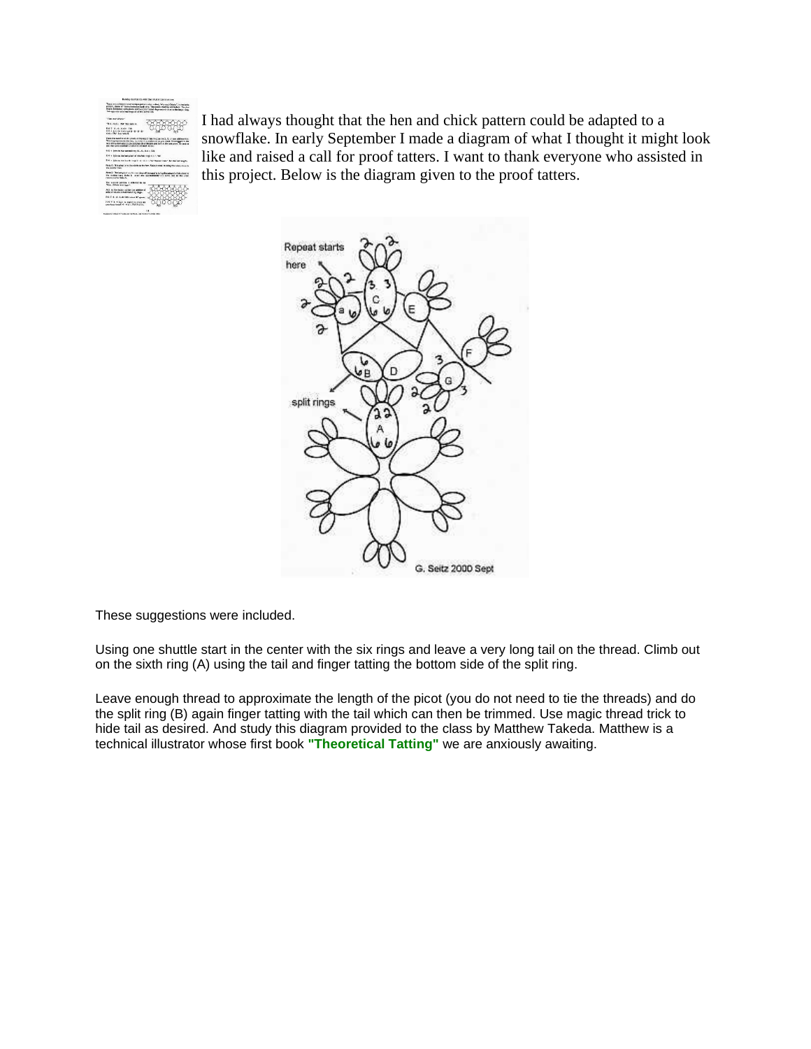I had always thought that the hen and chick pattern could be adapted to a snowflake. In early September I made a diagram of what I thought it might look like and raised a call for proof tatters. I want to thank everyone who assisted in this project. Below is the diagram given to the proof tatters.

These suggestions were included.

Using one shuttle start in the center with the six rings and leave a very long tail on the thread. Climb out on the sixth ring (A) using the tail and finger tatting the bottom side of the split ring.

Leave enough thread to approximate the length of the picot (you do not need to tie the threads) and do the split ring (B) again finger tatting with the tail which can then be trimmed. Use magic thread trick to hide tail as desired. And study this diagram provided to the class by Matthew Takeda. Matthew is a technical illustrator whose first book **"Theoretical Tatting"** we are anxiously awaiting.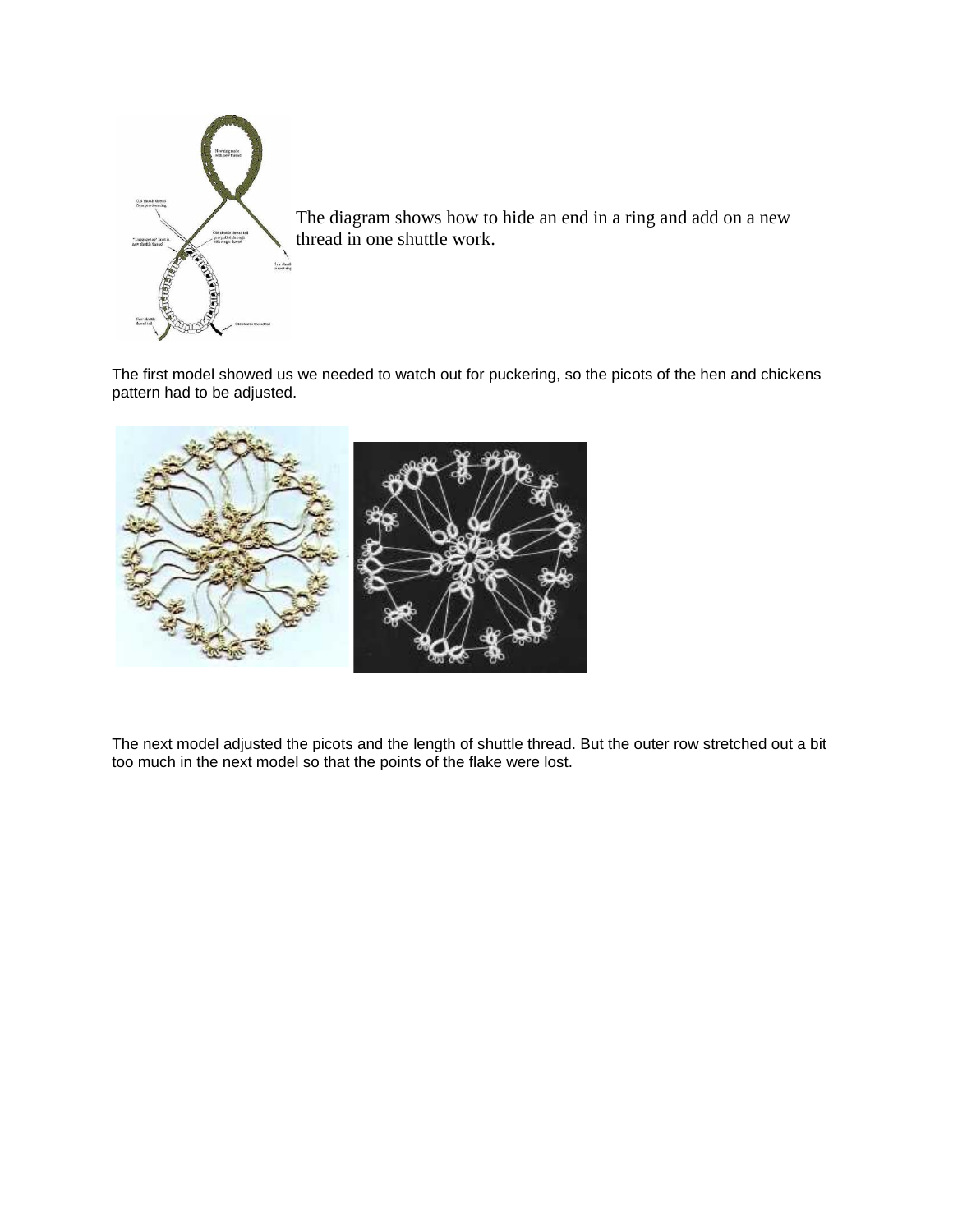The diagram shows how to hide an end in a ring and add on a new thread in one shuttle work.

The first model showed us we needed to watch out for puckering, so the picots of the hen and chickens pattern had to be adjusted.

The next model adjusted the picots and the length of shuttle thread. But the outer row stretched out a bit too much in the next model so that the points of the flake were lost.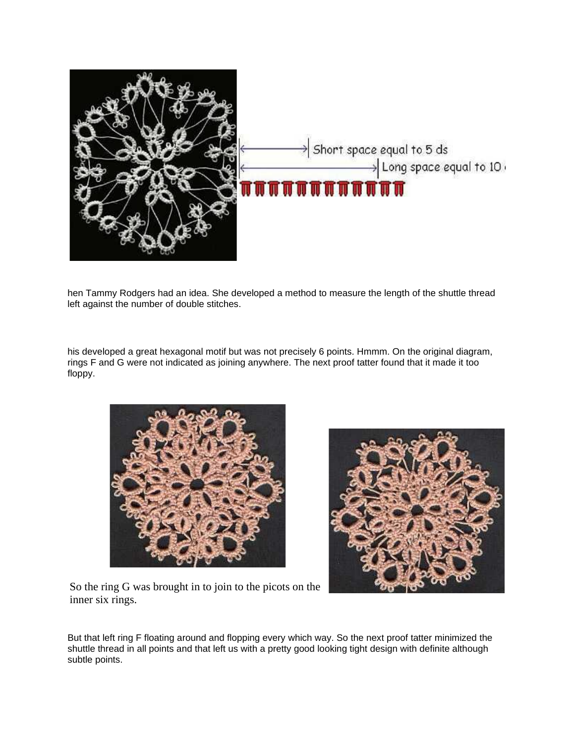Short space equal to 5 ds

Long space equal to 10 ds

hen Tammy Rodgers had an idea. She developed a method to measure the length of the shuttle thread left against the number of double stitches.

his developed a great hexagonal motif but was not precisely 6 points. Hmmm. On the original diagram, rings F and G were not indicated as joining anywhere. The next proof tatter found that it made it too floppy.

So the ring G was brought in to join to the picots on the inner six rings.

But that left ring F floating around and flopping every which way. So the next proof tatter minimized the shuttle thread in all points and that left us with a pretty good looking tight design with definite although subtle points.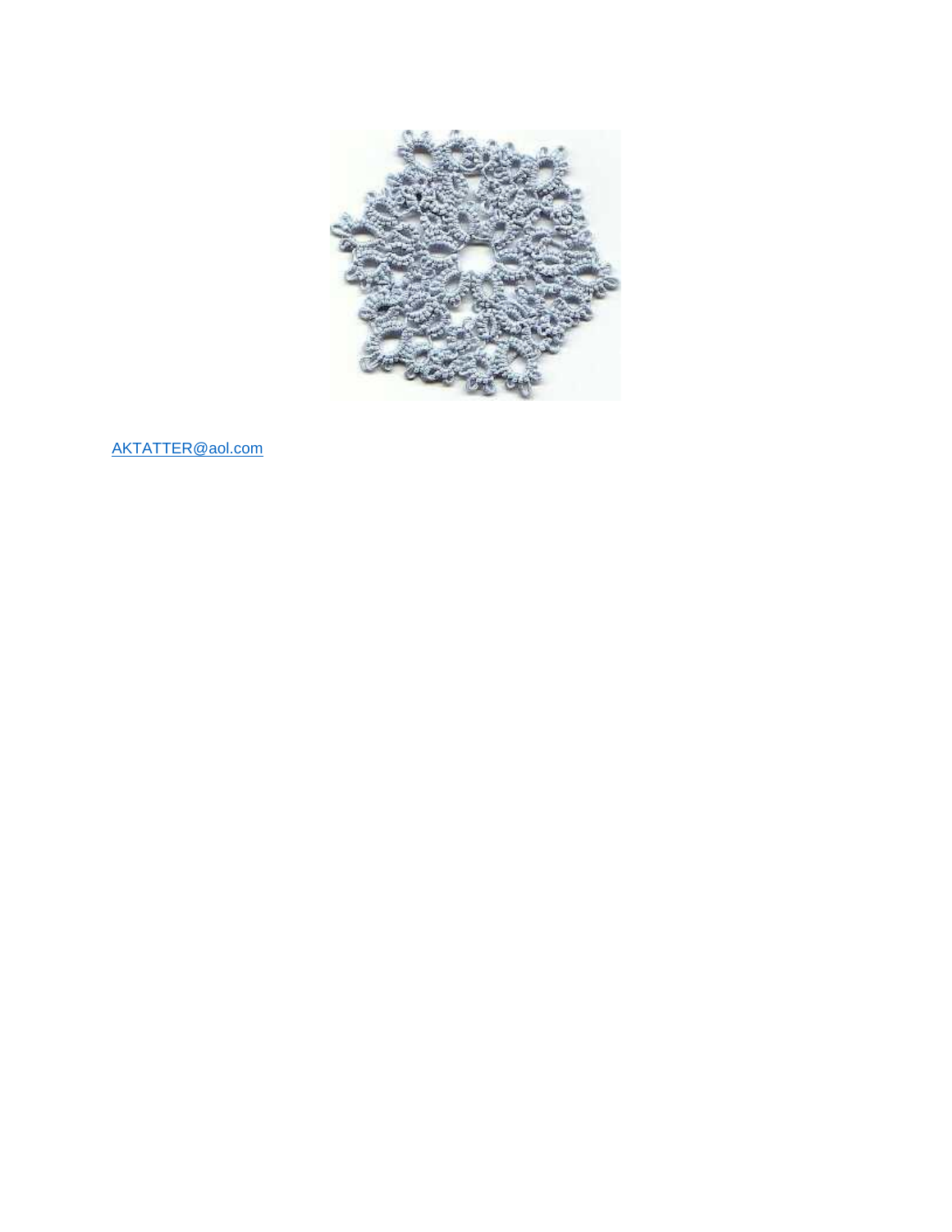AKTATTER@aol.com